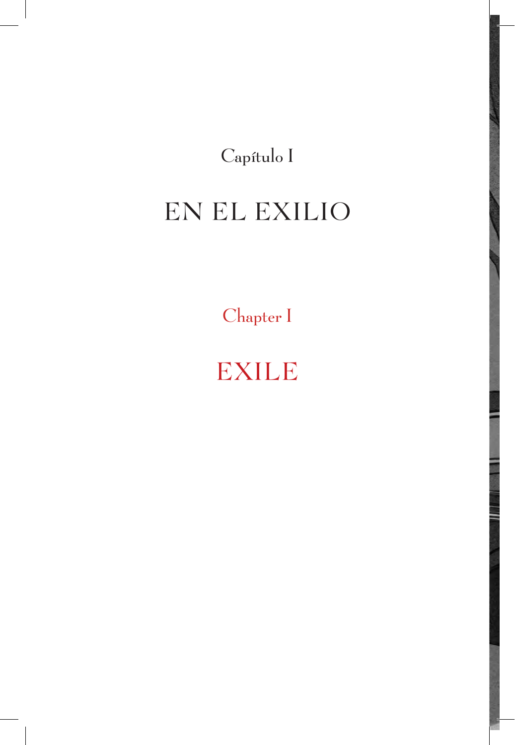Capítulo I

# EN EL EXILIO

Chapter I

# EXILE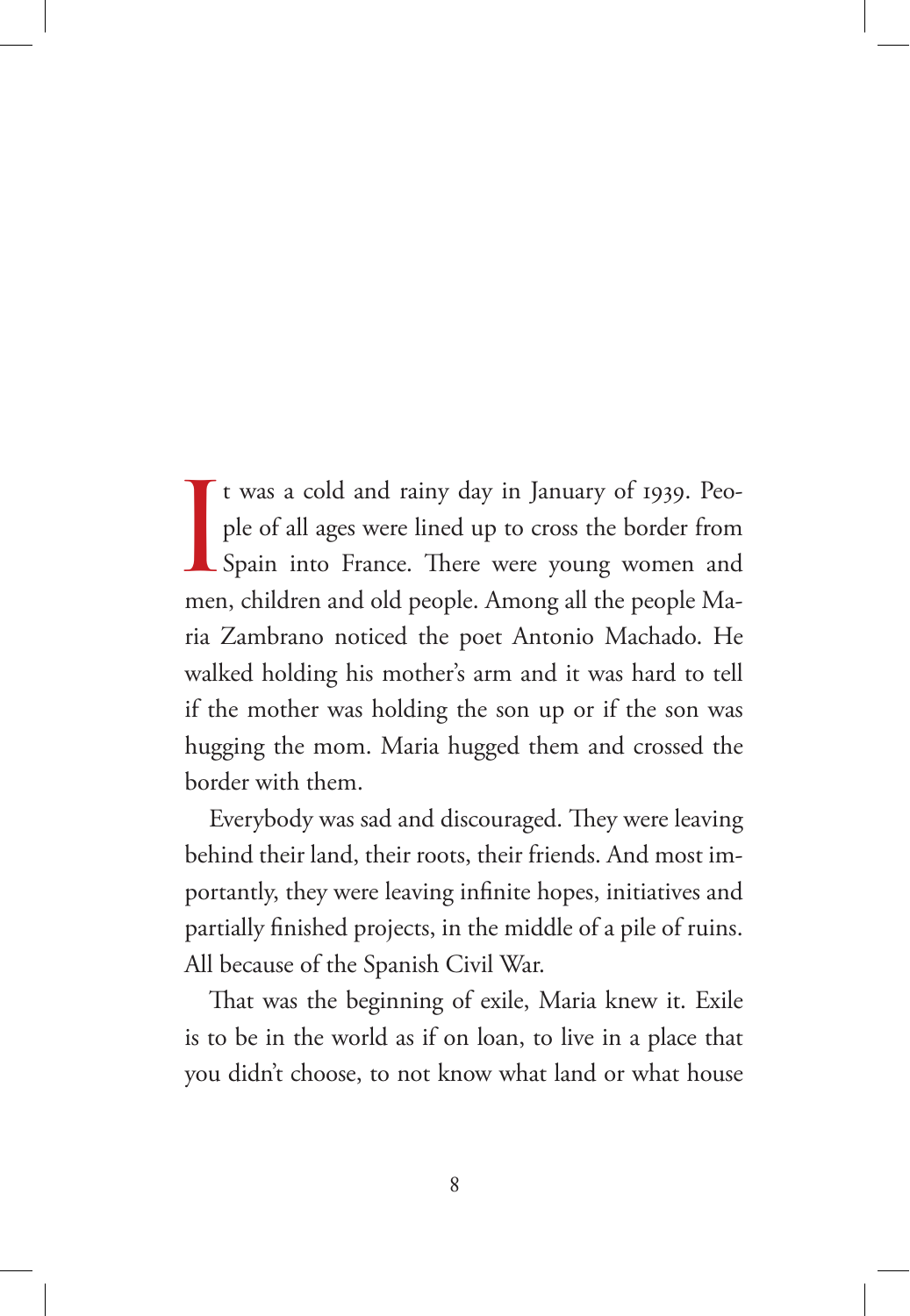It was a cold and rainy day in January of 1939. People of all ages were lined up to cross the border from Spain into France. There were young women and men, children and old people. Among all the people Maria Zambrano noticed the poet Antonio Machado. He walked holding his mother's arm and it was hard to tell if the mother was holding the son up or if the son was hugging the mom. Maria hugged them and crossed the border with them.

Everybody was sad and discouraged. They were leaving behind their land, their roots, their friends. And most importantly, they were leaving infinite hopes, initiatives and partially finished projects, in the middle of a pile of ruins. All because of the Spanish Civil War.

That was the beginning of exile, Maria knew it. Exile is to be in the world as if on loan, to live in a place that you didn't choose, to not know what land or what house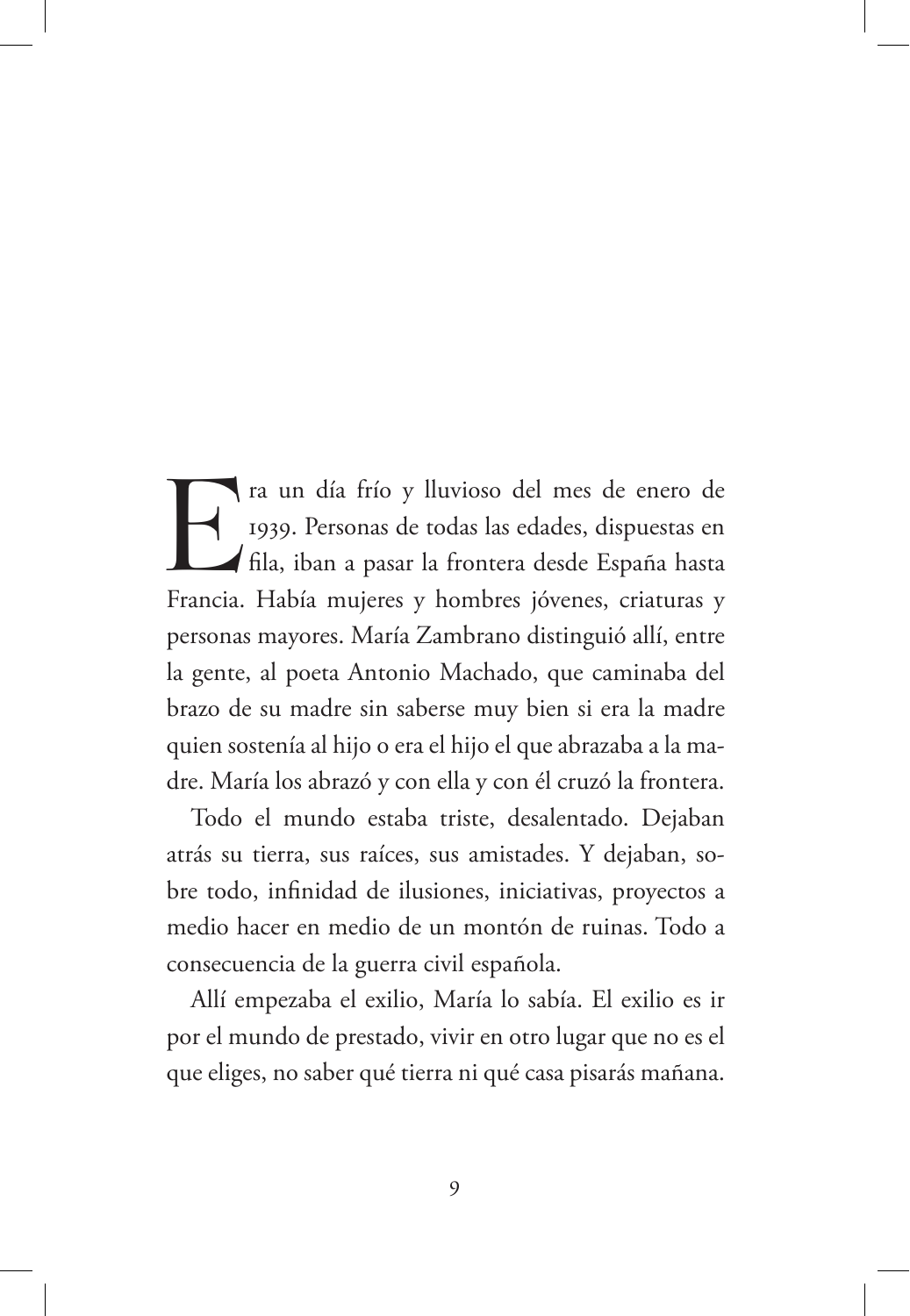Era un día frío y lluvioso del mes de enero de 1939. Personas de todas las edades, dispuestas en fila, iban a pasar la frontera desde España hasta Francia. Había mujeres y hombres jóvenes, criaturas y personas mayores. María Zambrano distinguió allí, entre la gente, al poeta Antonio Machado, que caminaba del brazo de su madre sin saberse muy bien si era la madre quien sostenía al hijo o era el hijo el que abrazaba a la madre. María los abrazó y con ella y con él cruzó la frontera.

Todo el mundo estaba triste, desalentado. Dejaban atrás su tierra, sus raíces, sus amistades. Y dejaban, sobre todo, infinidad de ilusiones, iniciativas, proyectos a medio hacer en medio de un montón de ruinas. Todo a consecuencia de la guerra civil española.

Allí empezaba el exilio, María lo sabía. El exilio es ir por el mundo de prestado, vivir en otro lugar que no es el que eliges, no saber qué tierra ni qué casa pisarás mañana.